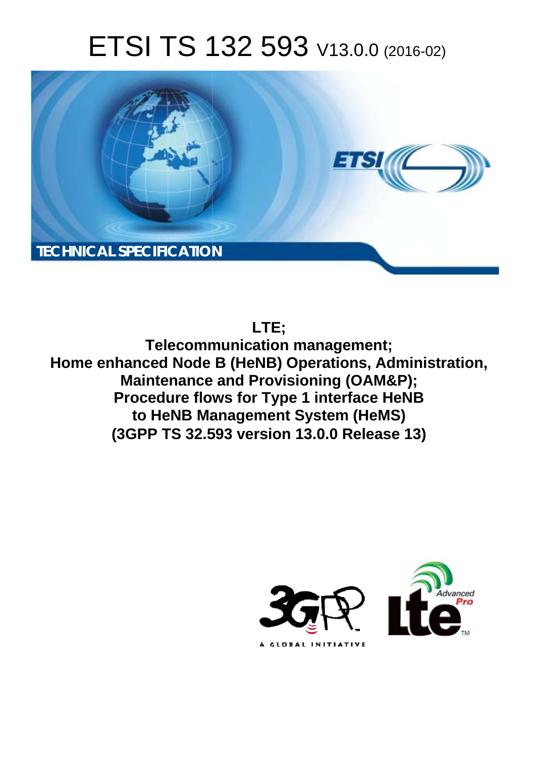# ETSI TS 132 593 V13.0.0 (2016-02)

**TECHNICAL SPECIFICATION**

**LTE;**
**Telecommunication management;**
**Home enhanced Node B (HeNB) Operations, Administration, Maintenance and Provisioning (OAM&P);**
**Procedure flows for Type 1 interface HeNB to HeNB Management System (HeMS)**
**(3GPP TS 32.593 version 13.0.0 Release 13)**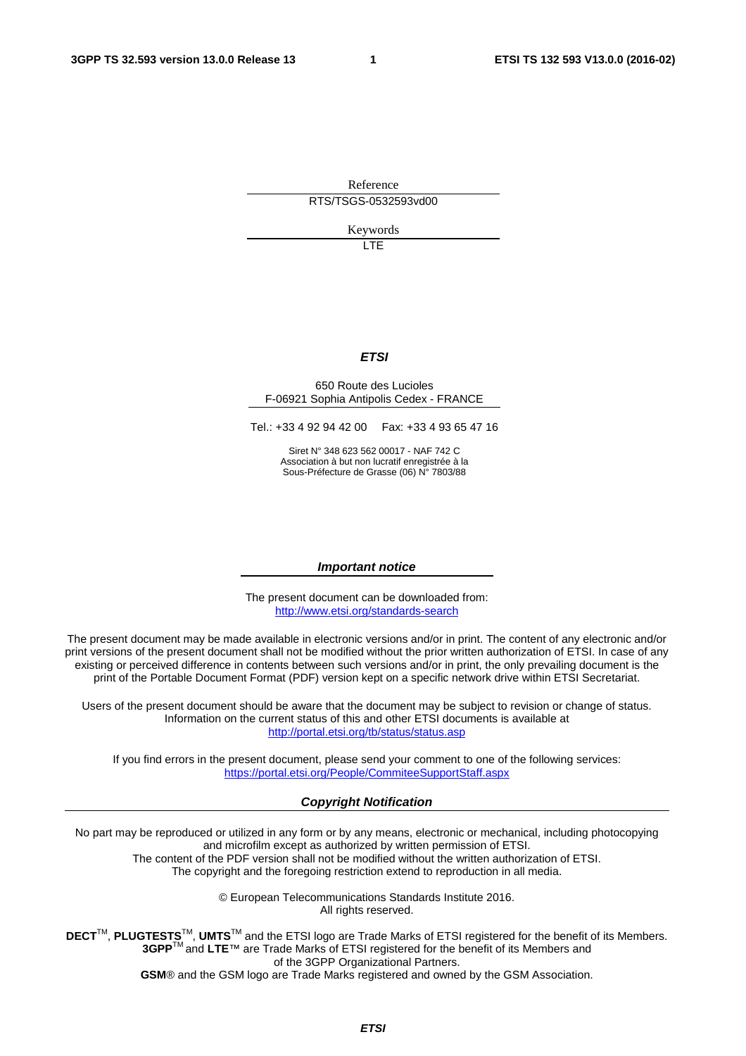Reference

RTS/TSGS-0532593vd00

Keywords

LTE

***ETSI***

650 Route des Lucioles
F-06921 Sophia Antipolis Cedex - FRANCE

Tel.: +33 4 92 94 42 00 Fax: +33 4 93 65 47 16

Siret N° 348 623 562 00017 - NAF 742 C
Association à but non lucratif enregistrée à la
Sous-Préfecture de Grasse (06) N° 7803/88

***Important notice***

The present document can be downloaded from:
http://www.etsi.org/standards-search

The present document may be made available in electronic versions and/or in print. The content of any electronic and/or print versions of the present document shall not be modified without the prior written authorization of ETSI. In case of any existing or perceived difference in contents between such versions and/or in print, the only prevailing document is the print of the Portable Document Format (PDF) version kept on a specific network drive within ETSI Secretariat.

Users of the present document should be aware that the document may be subject to revision or change of status. Information on the current status of this and other ETSI documents is available at
http://portal.etsi.org/tb/status/status.asp

If you find errors in the present document, please send your comment to one of the following services:
https://portal.etsi.org/People/CommiteeSupportStaff.aspx

***Copyright Notification***

No part may be reproduced or utilized in any form or by any means, electronic or mechanical, including photocopying and microfilm except as authorized by written permission of ETSI.
The content of the PDF version shall not be modified without the written authorization of ETSI.
The copyright and the foregoing restriction extend to reproduction in all media.

© European Telecommunications Standards Institute 2016.
All rights reserved.

**DECT**™, **PLUGTESTS**™, **UMTS**™ and the ETSI logo are Trade Marks of ETSI registered for the benefit of its Members.
**3GPP**™ and **LTE**™ are Trade Marks of ETSI registered for the benefit of its Members and of the 3GPP Organizational Partners.
**GSM**® and the GSM logo are Trade Marks registered and owned by the GSM Association.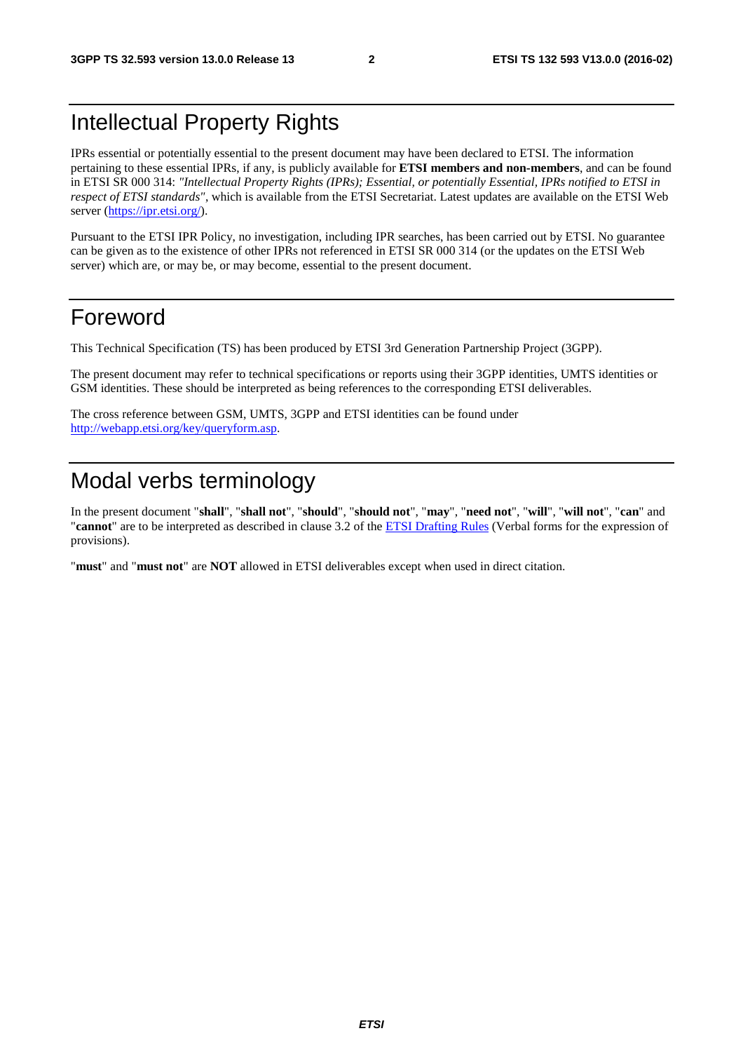# Intellectual Property Rights

IPRs essential or potentially essential to the present document may have been declared to ETSI. The information pertaining to these essential IPRs, if any, is publicly available for **ETSI members and non-members**, and can be found in ETSI SR 000 314: *"Intellectual Property Rights (IPRs); Essential, or potentially Essential, IPRs notified to ETSI in respect of ETSI standards"*, which is available from the ETSI Secretariat. Latest updates are available on the ETSI Web server (https://ipr.etsi.org/).

Pursuant to the ETSI IPR Policy, no investigation, including IPR searches, has been carried out by ETSI. No guarantee can be given as to the existence of other IPRs not referenced in ETSI SR 000 314 (or the updates on the ETSI Web server) which are, or may be, or may become, essential to the present document.

# Foreword

This Technical Specification (TS) has been produced by ETSI 3rd Generation Partnership Project (3GPP).

The present document may refer to technical specifications or reports using their 3GPP identities, UMTS identities or GSM identities. These should be interpreted as being references to the corresponding ETSI deliverables.

The cross reference between GSM, UMTS, 3GPP and ETSI identities can be found under http://webapp.etsi.org/key/queryform.asp.

# Modal verbs terminology

In the present document "**shall**", "**shall not**", "**should**", "**should not**", "**may**", "**need not**", "**will**", "**will not**", "**can**" and "**cannot**" are to be interpreted as described in clause 3.2 of the ETSI Drafting Rules (Verbal forms for the expression of provisions).

"**must**" and "**must not**" are **NOT** allowed in ETSI deliverables except when used in direct citation.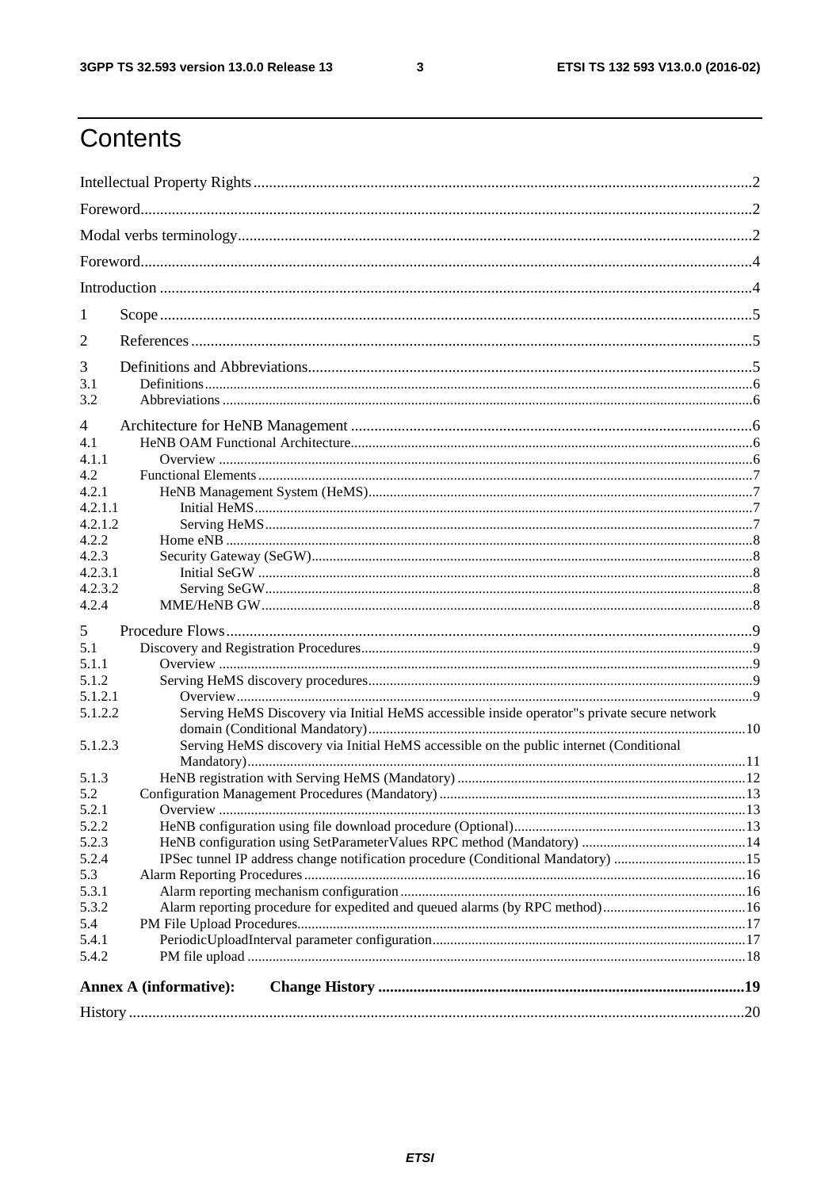# Contents

Intellectual Property Rights ..............................................................................................................................2

Foreword...........................................................................................................................................................2

Modal verbs terminology....................................................................................................................................2

Foreword...........................................................................................................................................................4

Introduction ......................................................................................................................................................4

1 Scope ......................................................................................................................................................5

2 References ..............................................................................................................................................5

3 Definitions and Abbreviations.................................................................................................................5

3.1 Definitions.........................................................................................................................................................6

3.2 Abbreviations ...................................................................................................................................................6

4 Architecture for HeNB Management ......................................................................................................6

4.1 HeNB OAM Functional Architecture...............................................................................................................6

4.1.1 Overview ....................................................................................................................................................6

4.2 Functional Elements .........................................................................................................................................7

4.2.1 HeNB Management System (HeMS)..........................................................................................................7

4.2.1.1 Initial HeMS..........................................................................................................................................7

4.2.1.2 Serving HeMS.......................................................................................................................................7

4.2.2 Home eNB ..................................................................................................................................................8

4.2.3 Security Gateway (SeGW)..........................................................................................................................8

4.2.3.1 Initial SeGW .........................................................................................................................................8

4.2.3.2 Serving SeGW.......................................................................................................................................8

4.2.4 MME/HeNB GW........................................................................................................................................8

5 Procedure Flows.....................................................................................................................................9

5.1 Discovery and Registration Procedures............................................................................................................9

5.1.1 Overview ....................................................................................................................................................9

5.1.2 Serving HeMS discovery procedures..........................................................................................................9

5.1.2.1 Overview...............................................................................................................................................9

5.1.2.2 Serving HeMS Discovery via Initial HeMS accessible inside operator"s private secure network domain (Conditional Mandatory)........................................................................................................10

5.1.2.3 Serving HeMS discovery via Initial HeMS accessible on the public internet (Conditional Mandatory)...........................................................................................................................................11

5.1.3 HeNB registration with Serving HeMS (Mandatory) ................................................................................12

5.2 Configuration Management Procedures (Mandatory) .....................................................................................13

5.2.1 Overview ..................................................................................................................................................13

5.2.2 HeNB configuration using file download procedure (Optional)................................................................13

5.2.3 HeNB configuration using SetParameterValues RPC method (Mandatory) .............................................14

5.2.4 IPSec tunnel IP address change notification procedure (Conditional Mandatory) .....................................15

5.3 Alarm Reporting Procedures..........................................................................................................................16

5.3.1 Alarm reporting mechanism configuration ................................................................................................16

5.3.2 Alarm reporting procedure for expedited and queued alarms (by RPC method)........................................16

5.4 PM File Upload Procedures............................................................................................................................17

5.4.1 PeriodicUploadInterval parameter configuration.......................................................................................17

5.4.2 PM file upload ..........................................................................................................................................18

**Annex A (informative): Change History ............................................................................................19**

History ............................................................................................................................................................20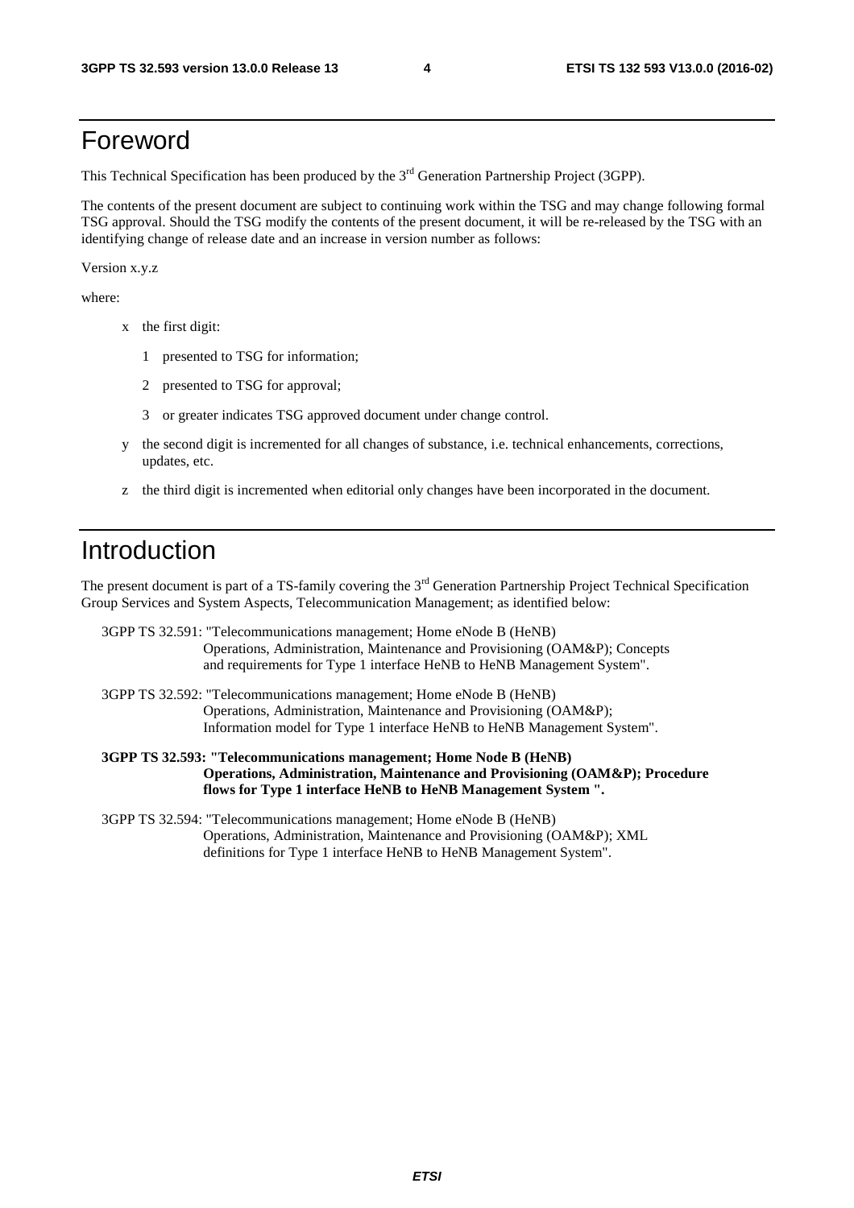# Foreword

This Technical Specification has been produced by the 3rd Generation Partnership Project (3GPP).

The contents of the present document are subject to continuing work within the TSG and may change following formal TSG approval. Should the TSG modify the contents of the present document, it will be re-released by the TSG with an identifying change of release date and an increase in version number as follows:

Version x.y.z

where:

- x the first digit:
  - 1 presented to TSG for information;
  - 2 presented to TSG for approval;
  - 3 or greater indicates TSG approved document under change control.
- y the second digit is incremented for all changes of substance, i.e. technical enhancements, corrections, updates, etc.
- z the third digit is incremented when editorial only changes have been incorporated in the document.

# Introduction

The present document is part of a TS-family covering the 3rd Generation Partnership Project Technical Specification Group Services and System Aspects, Telecommunication Management; as identified below:

3GPP TS 32.591: "Telecommunications management; Home eNode B (HeNB) Operations, Administration, Maintenance and Provisioning (OAM&P); Concepts and requirements for Type 1 interface HeNB to HeNB Management System".

3GPP TS 32.592: "Telecommunications management; Home eNode B (HeNB) Operations, Administration, Maintenance and Provisioning (OAM&P); Information model for Type 1 interface HeNB to HeNB Management System".

**3GPP TS 32.593: "Telecommunications management; Home Node B (HeNB) Operations, Administration, Maintenance and Provisioning (OAM&P); Procedure flows for Type 1 interface HeNB to HeNB Management System ".**

3GPP TS 32.594: "Telecommunications management; Home eNode B (HeNB) Operations, Administration, Maintenance and Provisioning (OAM&P); XML definitions for Type 1 interface HeNB to HeNB Management System".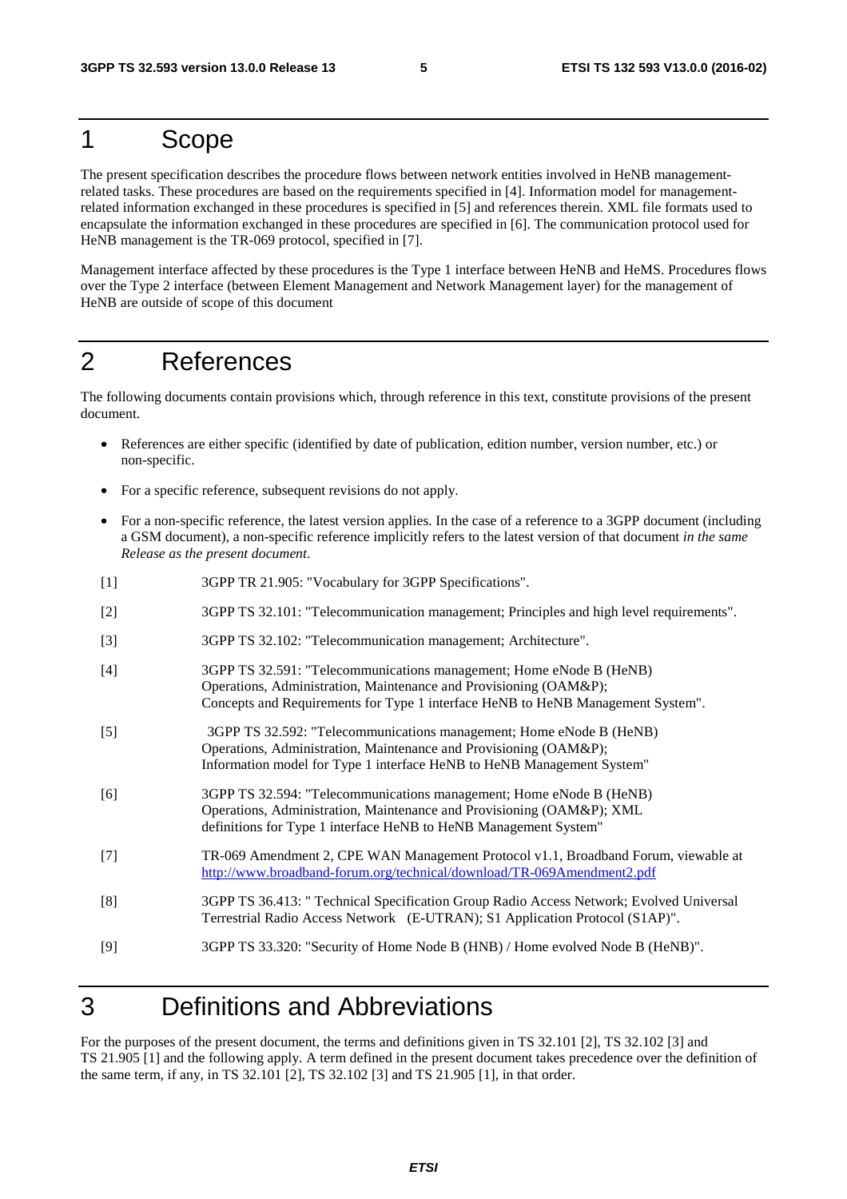# 1 Scope

The present specification describes the procedure flows between network entities involved in HeNB management-related tasks. These procedures are based on the requirements specified in [4]. Information model for management-related information exchanged in these procedures is specified in [5] and references therein. XML file formats used to encapsulate the information exchanged in these procedures are specified in [6]. The communication protocol used for HeNB management is the TR-069 protocol, specified in [7].

Management interface affected by these procedures is the Type 1 interface between HeNB and HeMS. Procedures flows over the Type 2 interface (between Element Management and Network Management layer) for the management of HeNB are outside of scope of this document

# 2 References

The following documents contain provisions which, through reference in this text, constitute provisions of the present document.

- References are either specific (identified by date of publication, edition number, version number, etc.) or non-specific.
- For a specific reference, subsequent revisions do not apply.
- For a non-specific reference, the latest version applies. In the case of a reference to a 3GPP document (including a GSM document), a non-specific reference implicitly refers to the latest version of that document *in the same Release as the present document*.

[1] 3GPP TR 21.905: "Vocabulary for 3GPP Specifications".

[2] 3GPP TS 32.101: "Telecommunication management; Principles and high level requirements".

[3] 3GPP TS 32.102: "Telecommunication management; Architecture".

[4] 3GPP TS 32.591: "Telecommunications management; Home eNode B (HeNB) Operations, Administration, Maintenance and Provisioning (OAM&P); Concepts and Requirements for Type 1 interface HeNB to HeNB Management System".

[5] 3GPP TS 32.592: "Telecommunications management; Home eNode B (HeNB) Operations, Administration, Maintenance and Provisioning (OAM&P); Information model for Type 1 interface HeNB to HeNB Management System"

[6] 3GPP TS 32.594: "Telecommunications management; Home eNode B (HeNB) Operations, Administration, Maintenance and Provisioning (OAM&P); XML definitions for Type 1 interface HeNB to HeNB Management System"

[7] TR-069 Amendment 2, CPE WAN Management Protocol v1.1, Broadband Forum, viewable at http://www.broadband-forum.org/technical/download/TR-069Amendment2.pdf

[8] 3GPP TS 36.413: " Technical Specification Group Radio Access Network; Evolved Universal Terrestrial Radio Access Network (E-UTRAN); S1 Application Protocol (S1AP)".

[9] 3GPP TS 33.320: "Security of Home Node B (HNB) / Home evolved Node B (HeNB)".

# 3 Definitions and Abbreviations

For the purposes of the present document, the terms and definitions given in TS 32.101 [2], TS 32.102 [3] and TS 21.905 [1] and the following apply. A term defined in the present document takes precedence over the definition of the same term, if any, in TS 32.101 [2], TS 32.102 [3] and TS 21.905 [1], in that order.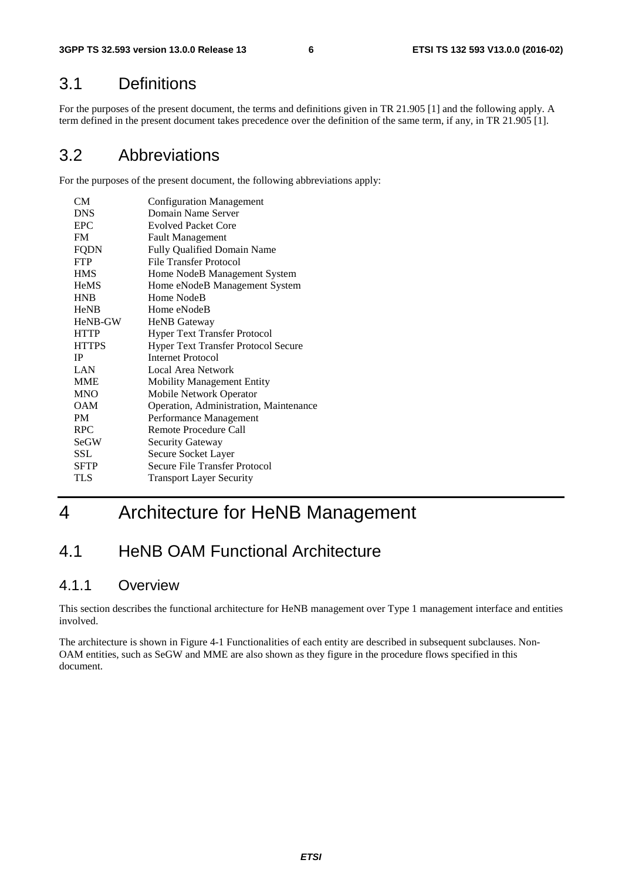## 3.1 Definitions

For the purposes of the present document, the terms and definitions given in TR 21.905 [1] and the following apply. A term defined in the present document takes precedence over the definition of the same term, if any, in TR 21.905 [1].

## 3.2 Abbreviations

For the purposes of the present document, the following abbreviations apply:

| | |
|---|---|
| CM | Configuration Management |
| DNS | Domain Name Server |
| EPC | Evolved Packet Core |
| FM | Fault Management |
| FQDN | Fully Qualified Domain Name |
| FTP | File Transfer Protocol |
| HMS | Home NodeB Management System |
| HeMS | Home eNodeB Management System |
| HNB | Home NodeB |
| HeNB | Home eNodeB |
| HeNB-GW | HeNB Gateway |
| HTTP | Hyper Text Transfer Protocol |
| HTTPS | Hyper Text Transfer Protocol Secure |
| IP | Internet Protocol |
| LAN | Local Area Network |
| MME | Mobility Management Entity |
| MNO | Mobile Network Operator |
| OAM | Operation, Administration, Maintenance |
| PM | Performance Management |
| RPC | Remote Procedure Call |
| SeGW | Security Gateway |
| SSL | Secure Socket Layer |
| SFTP | Secure File Transfer Protocol |
| TLS | Transport Layer Security |

# 4 Architecture for HeNB Management

## 4.1 HeNB OAM Functional Architecture

### 4.1.1 Overview

This section describes the functional architecture for HeNB management over Type 1 management interface and entities involved.

The architecture is shown in Figure 4-1 Functionalities of each entity are described in subsequent subclauses. Non-OAM entities, such as SeGW and MME are also shown as they figure in the procedure flows specified in this document.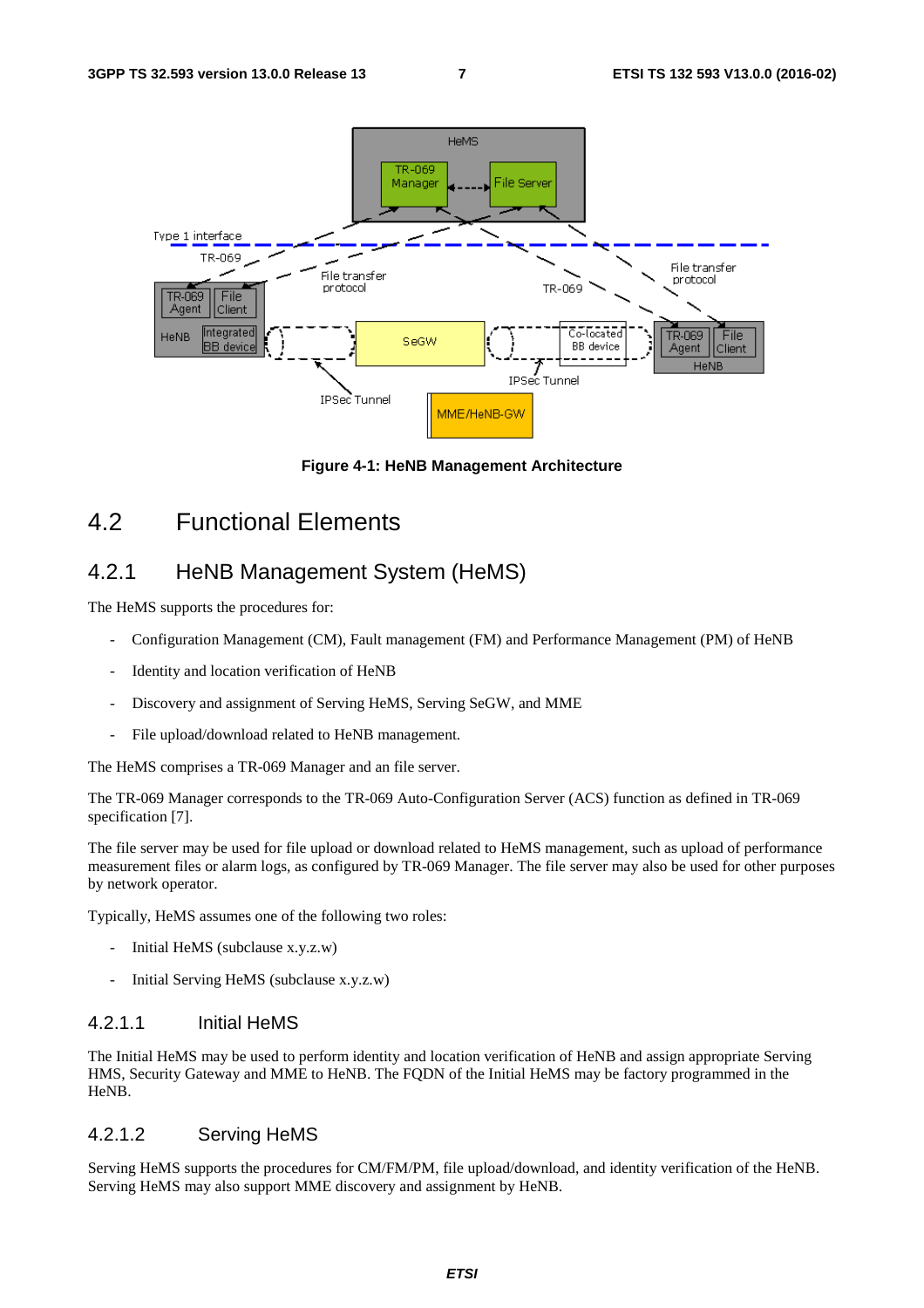Figure 4-1: HeNB Management Architecture

## 4.2 Functional Elements

### 4.2.1 HeNB Management System (HeMS)

The HeMS supports the procedures for:

- Configuration Management (CM), Fault management (FM) and Performance Management (PM) of HeNB
- Identity and location verification of HeNB
- Discovery and assignment of Serving HeMS, Serving SeGW, and MME
- File upload/download related to HeNB management.

The HeMS comprises a TR-069 Manager and an file server.

The TR-069 Manager corresponds to the TR-069 Auto-Configuration Server (ACS) function as defined in TR-069 specification [7].

The file server may be used for file upload or download related to HeMS management, such as upload of performance measurement files or alarm logs, as configured by TR-069 Manager. The file server may also be used for other purposes by network operator.

Typically, HeMS assumes one of the following two roles:

- Initial HeMS (subclause x.y.z.w)
- Initial Serving HeMS (subclause x.y.z.w)

#### 4.2.1.1 Initial HeMS

The Initial HeMS may be used to perform identity and location verification of HeNB and assign appropriate Serving HMS, Security Gateway and MME to HeNB. The FQDN of the Initial HeMS may be factory programmed in the HeNB.

#### 4.2.1.2 Serving HeMS

Serving HeMS supports the procedures for CM/FM/PM, file upload/download, and identity verification of the HeNB. Serving HeMS may also support MME discovery and assignment by HeNB.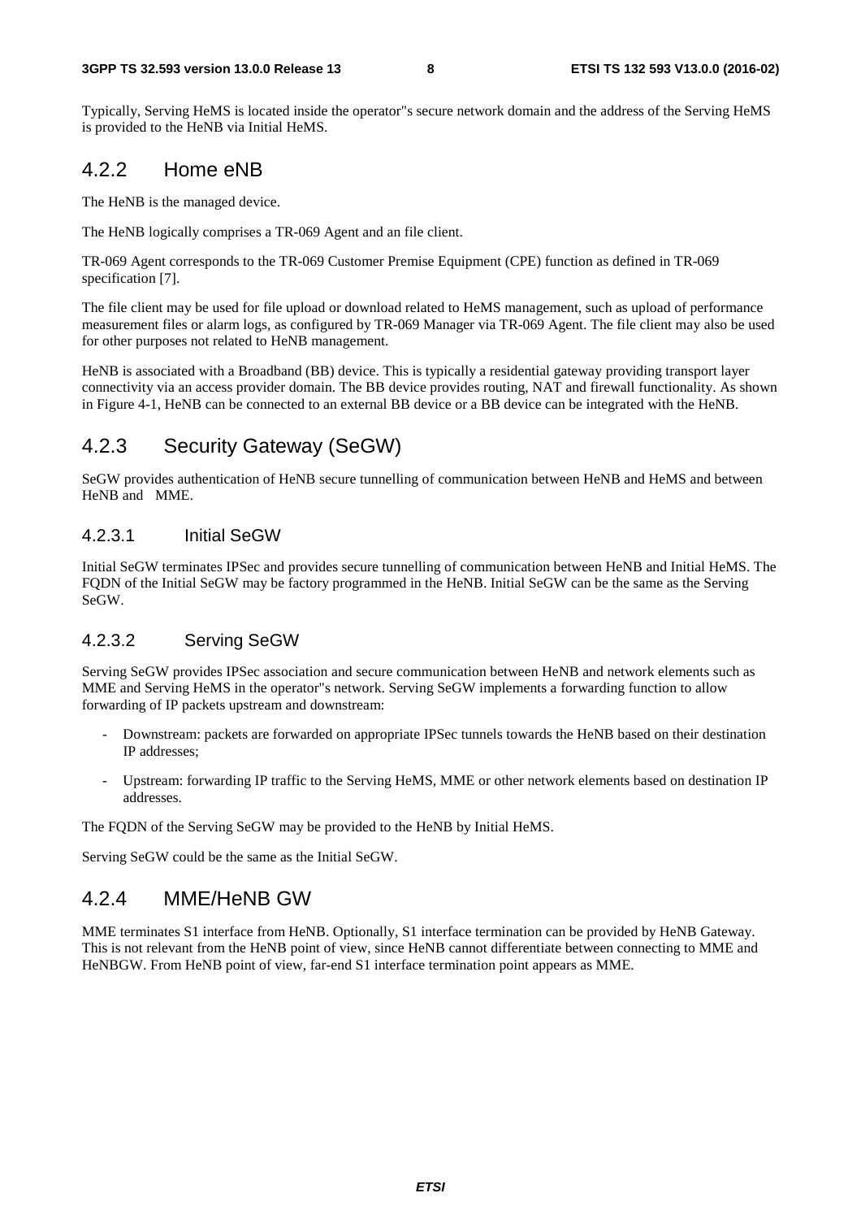Typically, Serving HeMS is located inside the operator"s secure network domain and the address of the Serving HeMS is provided to the HeNB via Initial HeMS.

## 4.2.2 Home eNB

The HeNB is the managed device.

The HeNB logically comprises a TR-069 Agent and an file client.

TR-069 Agent corresponds to the TR-069 Customer Premise Equipment (CPE) function as defined in TR-069 specification [7].

The file client may be used for file upload or download related to HeMS management, such as upload of performance measurement files or alarm logs, as configured by TR-069 Manager via TR-069 Agent. The file client may also be used for other purposes not related to HeNB management.

HeNB is associated with a Broadband (BB) device. This is typically a residential gateway providing transport layer connectivity via an access provider domain. The BB device provides routing, NAT and firewall functionality. As shown in Figure 4-1, HeNB can be connected to an external BB device or a BB device can be integrated with the HeNB.

## 4.2.3 Security Gateway (SeGW)

SeGW provides authentication of HeNB secure tunnelling of communication between HeNB and HeMS and between HeNB and MME.

### 4.2.3.1 Initial SeGW

Initial SeGW terminates IPSec and provides secure tunnelling of communication between HeNB and Initial HeMS. The FQDN of the Initial SeGW may be factory programmed in the HeNB. Initial SeGW can be the same as the Serving SeGW.

### 4.2.3.2 Serving SeGW

Serving SeGW provides IPSec association and secure communication between HeNB and network elements such as MME and Serving HeMS in the operator"s network. Serving SeGW implements a forwarding function to allow forwarding of IP packets upstream and downstream:

- Downstream: packets are forwarded on appropriate IPSec tunnels towards the HeNB based on their destination IP addresses;
- Upstream: forwarding IP traffic to the Serving HeMS, MME or other network elements based on destination IP addresses.

The FQDN of the Serving SeGW may be provided to the HeNB by Initial HeMS.

Serving SeGW could be the same as the Initial SeGW.

## 4.2.4 MME/HeNB GW

MME terminates S1 interface from HeNB. Optionally, S1 interface termination can be provided by HeNB Gateway. This is not relevant from the HeNB point of view, since HeNB cannot differentiate between connecting to MME and HeNBGW. From HeNB point of view, far-end S1 interface termination point appears as MME.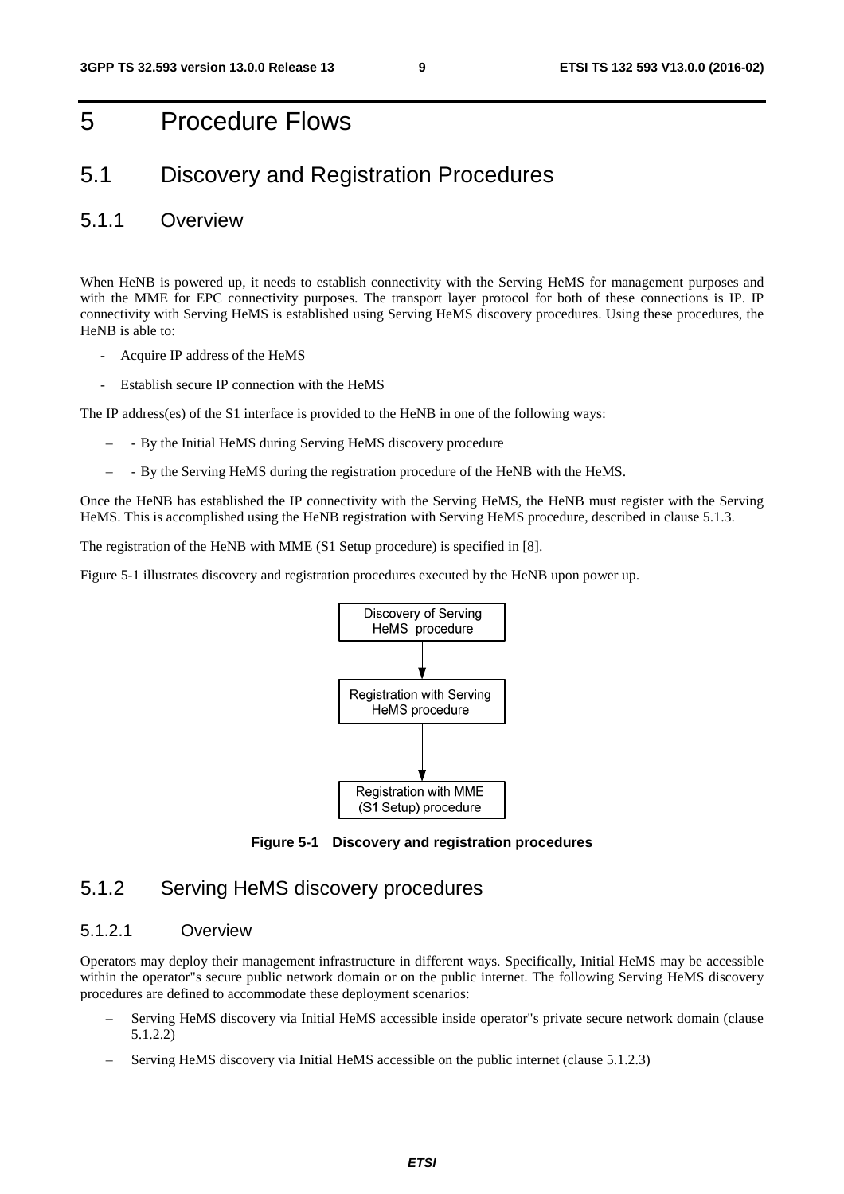# 5 Procedure Flows

## 5.1 Discovery and Registration Procedures

### 5.1.1 Overview

When HeNB is powered up, it needs to establish connectivity with the Serving HeMS for management purposes and with the MME for EPC connectivity purposes. The transport layer protocol for both of these connections is IP. IP connectivity with Serving HeMS is established using Serving HeMS discovery procedures. Using these procedures, the HeNB is able to:

- Acquire IP address of the HeMS
- Establish secure IP connection with the HeMS

The IP address(es) of the S1 interface is provided to the HeNB in one of the following ways:

- - By the Initial HeMS during Serving HeMS discovery procedure
- - By the Serving HeMS during the registration procedure of the HeNB with the HeMS.

Once the HeNB has established the IP connectivity with the Serving HeMS, the HeNB must register with the Serving HeMS. This is accomplished using the HeNB registration with Serving HeMS procedure, described in clause 5.1.3.

The registration of the HeNB with MME (S1 Setup procedure) is specified in [8].

Figure 5-1 illustrates discovery and registration procedures executed by the HeNB upon power up.

```
Discovery of Serving HeMS procedure
            |
            v
Registration with Serving HeMS procedure
            |
            v
Registration with MME (S1 Setup) procedure
```

**Figure 5-1 Discovery and registration procedures**

### 5.1.2 Serving HeMS discovery procedures

#### 5.1.2.1 Overview

Operators may deploy their management infrastructure in different ways. Specifically, Initial HeMS may be accessible within the operator"s secure public network domain or on the public internet. The following Serving HeMS discovery procedures are defined to accommodate these deployment scenarios:

- Serving HeMS discovery via Initial HeMS accessible inside operator"s private secure network domain (clause 5.1.2.2)
- Serving HeMS discovery via Initial HeMS accessible on the public internet (clause 5.1.2.3)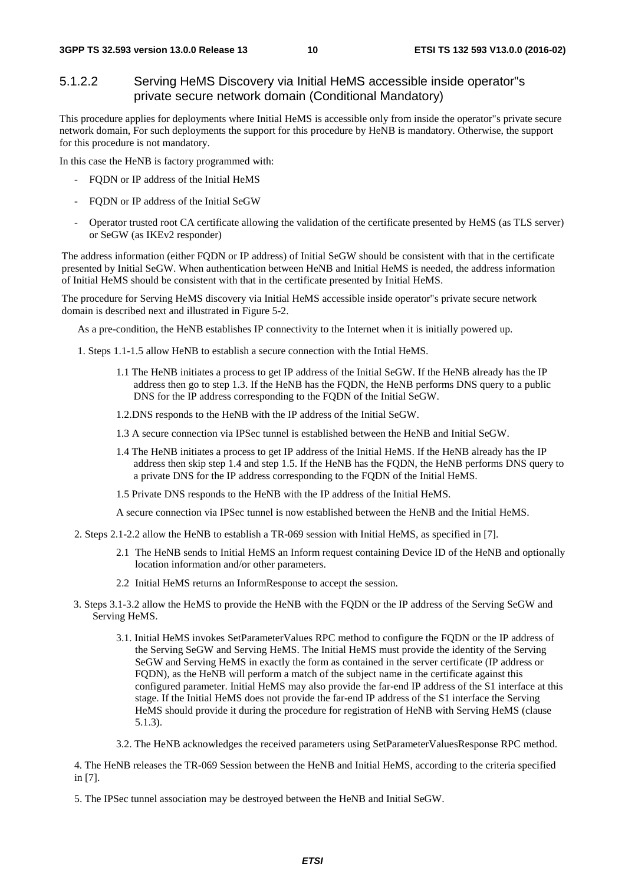### 5.1.2.2 Serving HeMS Discovery via Initial HeMS accessible inside operator"s private secure network domain (Conditional Mandatory)

This procedure applies for deployments where Initial HeMS is accessible only from inside the operator"s private secure network domain, For such deployments the support for this procedure by HeNB is mandatory. Otherwise, the support for this procedure is not mandatory.

In this case the HeNB is factory programmed with:

- FQDN or IP address of the Initial HeMS
- FQDN or IP address of the Initial SeGW
- Operator trusted root CA certificate allowing the validation of the certificate presented by HeMS (as TLS server) or SeGW (as IKEv2 responder)

The address information (either FQDN or IP address) of Initial SeGW should be consistent with that in the certificate presented by Initial SeGW. When authentication between HeNB and Initial HeMS is needed, the address information of Initial HeMS should be consistent with that in the certificate presented by Initial HeMS.

The procedure for Serving HeMS discovery via Initial HeMS accessible inside operator"s private secure network domain is described next and illustrated in Figure 5-2.

As a pre-condition, the HeNB establishes IP connectivity to the Internet when it is initially powered up.

1. Steps 1.1-1.5 allow HeNB to establish a secure connection with the Intial HeMS.

    1.1 The HeNB initiates a process to get IP address of the Initial SeGW. If the HeNB already has the IP address then go to step 1.3. If the HeNB has the FQDN, the HeNB performs DNS query to a public DNS for the IP address corresponding to the FQDN of the Initial SeGW.

    1.2.DNS responds to the HeNB with the IP address of the Initial SeGW.

    1.3 A secure connection via IPSec tunnel is established between the HeNB and Initial SeGW.

    1.4 The HeNB initiates a process to get IP address of the Initial HeMS. If the HeNB already has the IP address then skip step 1.4 and step 1.5. If the HeNB has the FQDN, the HeNB performs DNS query to a private DNS for the IP address corresponding to the FQDN of the Initial HeMS.

    1.5 Private DNS responds to the HeNB with the IP address of the Initial HeMS.

    A secure connection via IPSec tunnel is now established between the HeNB and the Initial HeMS.

2. Steps 2.1-2.2 allow the HeNB to establish a TR-069 session with Initial HeMS, as specified in [7].

    2.1 The HeNB sends to Initial HeMS an Inform request containing Device ID of the HeNB and optionally location information and/or other parameters.

    2.2 Initial HeMS returns an InformResponse to accept the session.

3. Steps 3.1-3.2 allow the HeMS to provide the HeNB with the FQDN or the IP address of the Serving SeGW and Serving HeMS.

    3.1. Initial HeMS invokes SetParameterValues RPC method to configure the FQDN or the IP address of the Serving SeGW and Serving HeMS. The Initial HeMS must provide the identity of the Serving SeGW and Serving HeMS in exactly the form as contained in the server certificate (IP address or FQDN), as the HeNB will perform a match of the subject name in the certificate against this configured parameter. Initial HeMS may also provide the far-end IP address of the S1 interface at this stage. If the Initial HeMS does not provide the far-end IP address of the S1 interface the Serving HeMS should provide it during the procedure for registration of HeNB with Serving HeMS (clause 5.1.3).

    3.2. The HeNB acknowledges the received parameters using SetParameterValuesResponse RPC method.

4. The HeNB releases the TR-069 Session between the HeNB and Initial HeMS, according to the criteria specified in [7].

5. The IPSec tunnel association may be destroyed between the HeNB and Initial SeGW.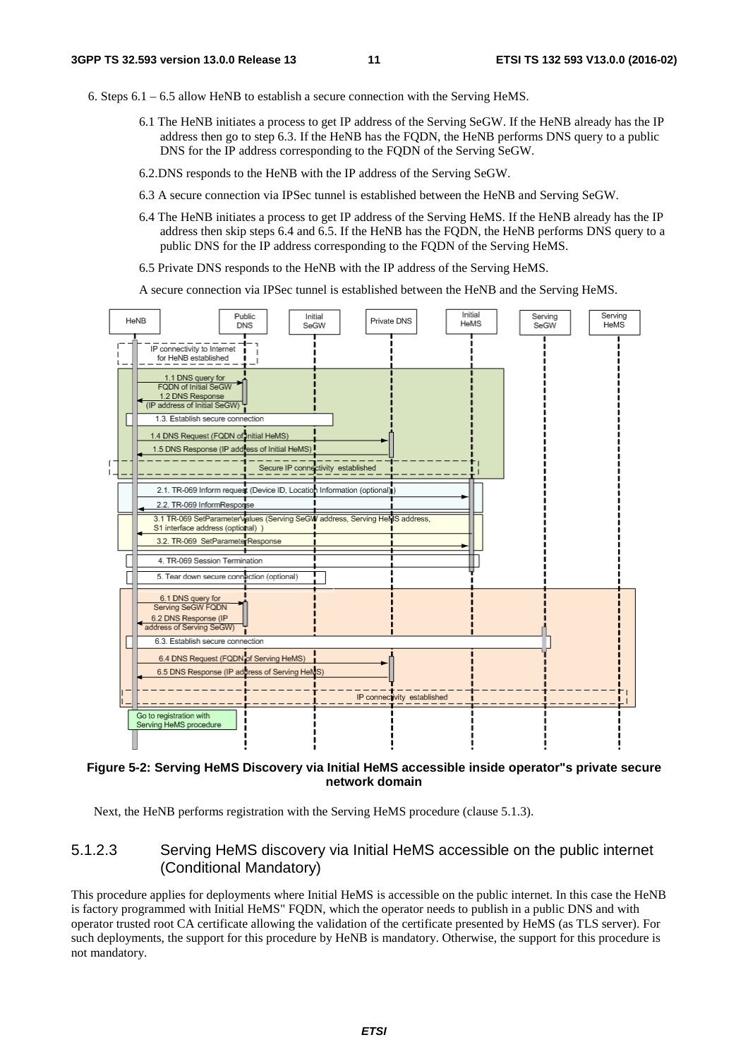6. Steps 6.1 – 6.5 allow HeNB to establish a secure connection with the Serving HeMS.

   6.1 The HeNB initiates a process to get IP address of the Serving SeGW. If the HeNB already has the IP address then go to step 6.3. If the HeNB has the FQDN, the HeNB performs DNS query to a public DNS for the IP address corresponding to the FQDN of the Serving SeGW.

   6.2.DNS responds to the HeNB with the IP address of the Serving SeGW.

   6.3 A secure connection via IPSec tunnel is established between the HeNB and Serving SeGW.

   6.4 The HeNB initiates a process to get IP address of the Serving HeMS. If the HeNB already has the IP address then skip steps 6.4 and 6.5. If the HeNB has the FQDN, the HeNB performs DNS query to a public DNS for the IP address corresponding to the FQDN of the Serving HeMS.

   6.5 Private DNS responds to the HeNB with the IP address of the Serving HeMS.

   A secure connection via IPSec tunnel is established between the HeNB and the Serving HeMS.

**Figure 5-2: Serving HeMS Discovery via Initial HeMS accessible inside operator"s private secure network domain**

Next, the HeNB performs registration with the Serving HeMS procedure (clause 5.1.3).

### 5.1.2.3 Serving HeMS discovery via Initial HeMS accessible on the public internet (Conditional Mandatory)

This procedure applies for deployments where Initial HeMS is accessible on the public internet. In this case the HeNB is factory programmed with Initial HeMS" FQDN, which the operator needs to publish in a public DNS and with operator trusted root CA certificate allowing the validation of the certificate presented by HeMS (as TLS server). For such deployments, the support for this procedure by HeNB is mandatory. Otherwise, the support for this procedure is not mandatory.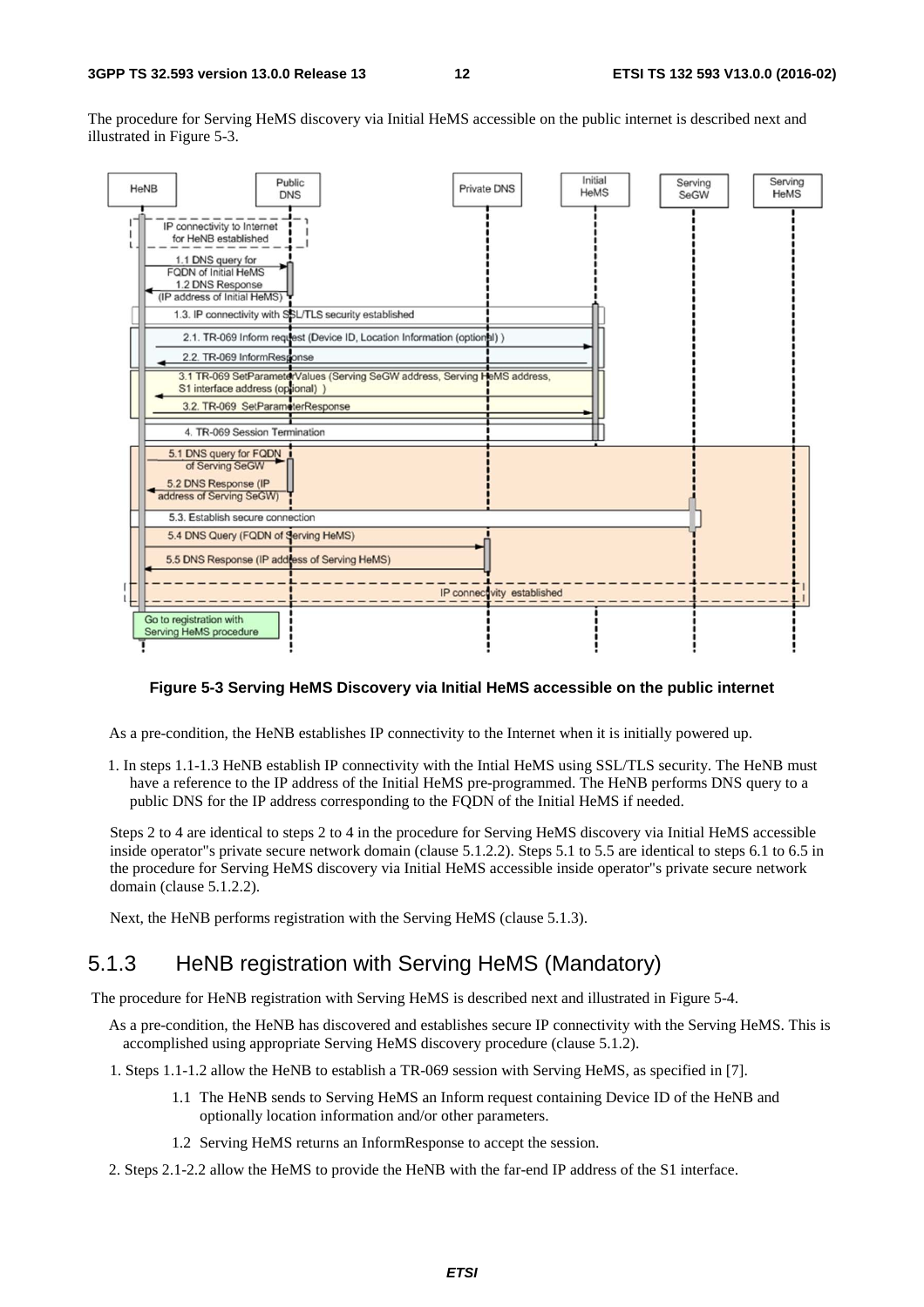The procedure for Serving HeMS discovery via Initial HeMS accessible on the public internet is described next and illustrated in Figure 5-3.

**Figure 5-3 Serving HeMS Discovery via Initial HeMS accessible on the public internet**

As a pre-condition, the HeNB establishes IP connectivity to the Internet when it is initially powered up.

1. In steps 1.1-1.3 HeNB establish IP connectivity with the Intial HeMS using SSL/TLS security. The HeNB must have a reference to the IP address of the Initial HeMS pre-programmed. The HeNB performs DNS query to a public DNS for the IP address corresponding to the FQDN of the Initial HeMS if needed.

Steps 2 to 4 are identical to steps 2 to 4 in the procedure for Serving HeMS discovery via Initial HeMS accessible inside operator"s private secure network domain (clause 5.1.2.2). Steps 5.1 to 5.5 are identical to steps 6.1 to 6.5 in the procedure for Serving HeMS discovery via Initial HeMS accessible inside operator"s private secure network domain (clause 5.1.2.2).

Next, the HeNB performs registration with the Serving HeMS (clause 5.1.3).

## 5.1.3 HeNB registration with Serving HeMS (Mandatory)

The procedure for HeNB registration with Serving HeMS is described next and illustrated in Figure 5-4.

As a pre-condition, the HeNB has discovered and establishes secure IP connectivity with the Serving HeMS. This is accomplished using appropriate Serving HeMS discovery procedure (clause 5.1.2).

1. Steps 1.1-1.2 allow the HeNB to establish a TR-069 session with Serving HeMS, as specified in [7].
    - 1.1 The HeNB sends to Serving HeMS an Inform request containing Device ID of the HeNB and optionally location information and/or other parameters.
    - 1.2 Serving HeMS returns an InformResponse to accept the session.
2. Steps 2.1-2.2 allow the HeMS to provide the HeNB with the far-end IP address of the S1 interface.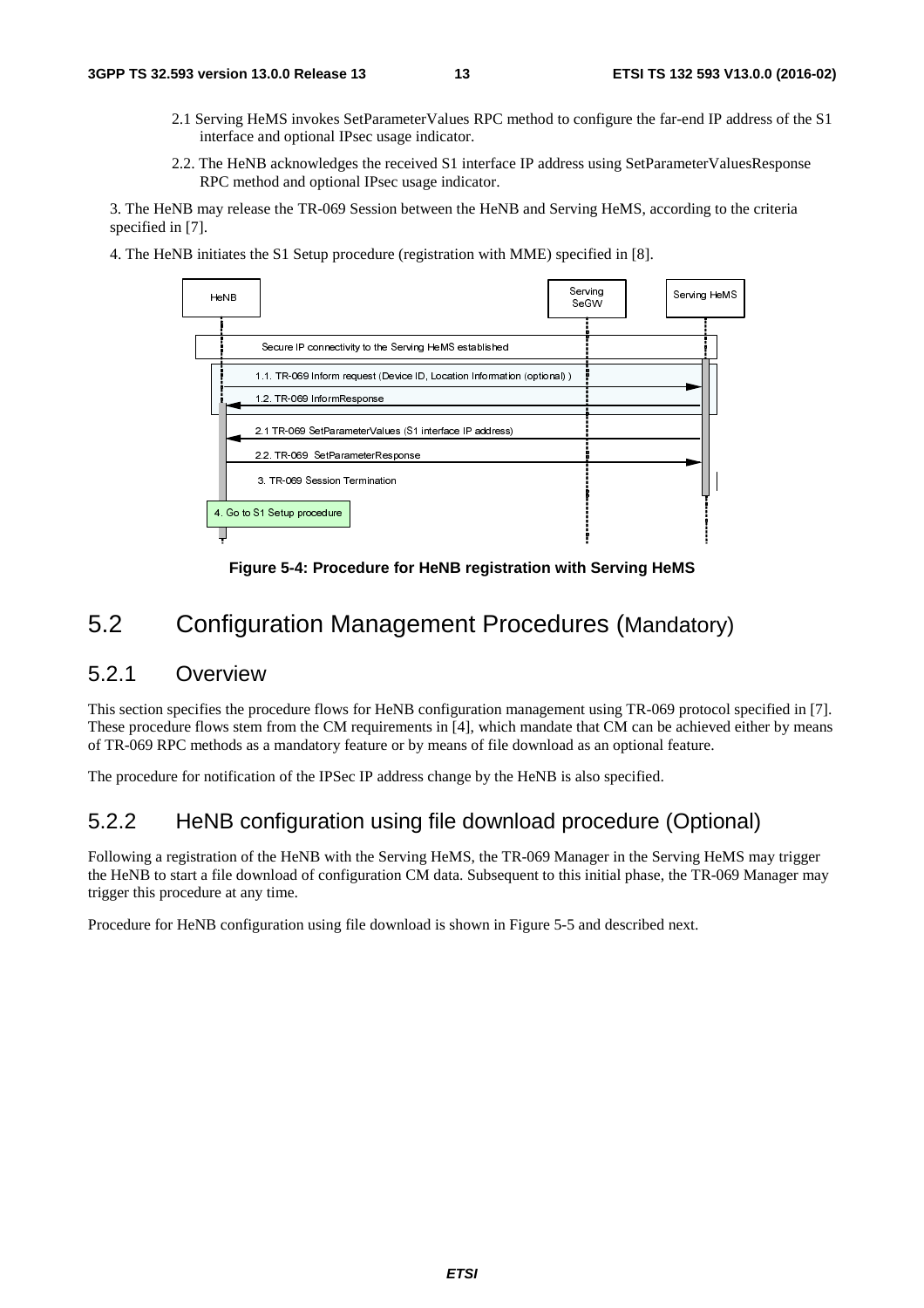2.1 Serving HeMS invokes SetParameterValues RPC method to configure the far-end IP address of the S1 interface and optional IPsec usage indicator.

2.2. The HeNB acknowledges the received S1 interface IP address using SetParameterValuesResponse RPC method and optional IPsec usage indicator.

3. The HeNB may release the TR-069 Session between the HeNB and Serving HeMS, according to the criteria specified in [7].

4. The HeNB initiates the S1 Setup procedure (registration with MME) specified in [8].

**Figure 5-4: Procedure for HeNB registration with Serving HeMS**

## 5.2 Configuration Management Procedures (Mandatory)

### 5.2.1 Overview

This section specifies the procedure flows for HeNB configuration management using TR-069 protocol specified in [7]. These procedure flows stem from the CM requirements in [4], which mandate that CM can be achieved either by means of TR-069 RPC methods as a mandatory feature or by means of file download as an optional feature.

The procedure for notification of the IPSec IP address change by the HeNB is also specified.

### 5.2.2 HeNB configuration using file download procedure (Optional)

Following a registration of the HeNB with the Serving HeMS, the TR-069 Manager in the Serving HeMS may trigger the HeNB to start a file download of configuration CM data. Subsequent to this initial phase, the TR-069 Manager may trigger this procedure at any time.

Procedure for HeNB configuration using file download is shown in Figure 5-5 and described next.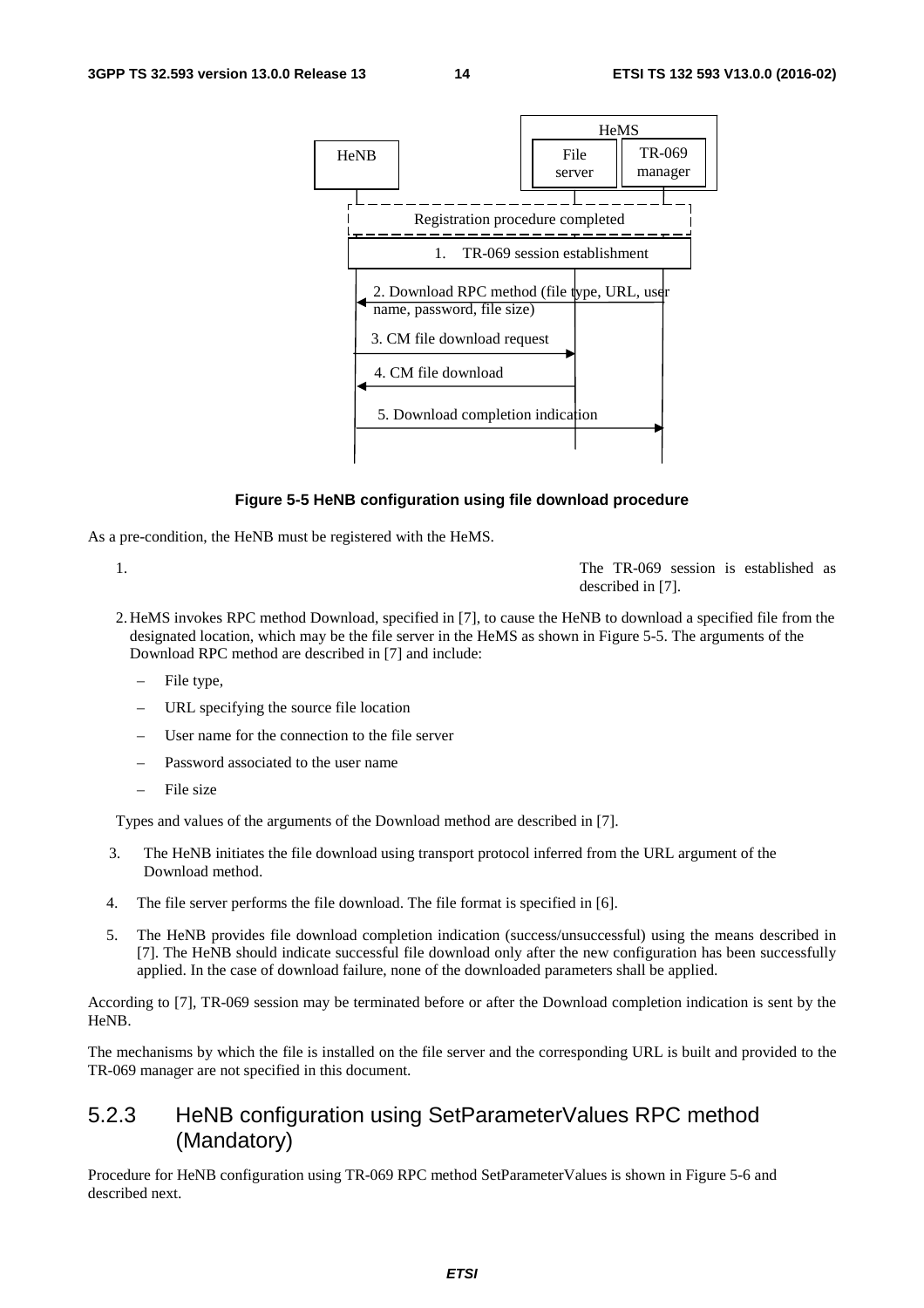**Figure 5-5 HeNB configuration using file download procedure**

As a pre-condition, the HeNB must be registered with the HeMS.

1. The TR-069 session is established as described in [7].

2. HeMS invokes RPC method Download, specified in [7], to cause the HeNB to download a specified file from the designated location, which may be the file server in the HeMS as shown in Figure 5-5. The arguments of the Download RPC method are described in [7] and include:

   - File type,
   - URL specifying the source file location
   - User name for the connection to the file server
   - Password associated to the user name
   - File size

   Types and values of the arguments of the Download method are described in [7].

3. The HeNB initiates the file download using transport protocol inferred from the URL argument of the Download method.

4. The file server performs the file download. The file format is specified in [6].

5. The HeNB provides file download completion indication (success/unsuccessful) using the means described in [7]. The HeNB should indicate successful file download only after the new configuration has been successfully applied. In the case of download failure, none of the downloaded parameters shall be applied.

According to [7], TR-069 session may be terminated before or after the Download completion indication is sent by the HeNB.

The mechanisms by which the file is installed on the file server and the corresponding URL is built and provided to the TR-069 manager are not specified in this document.

### 5.2.3 HeNB configuration using SetParameterValues RPC method (Mandatory)

Procedure for HeNB configuration using TR-069 RPC method SetParameterValues is shown in Figure 5-6 and described next.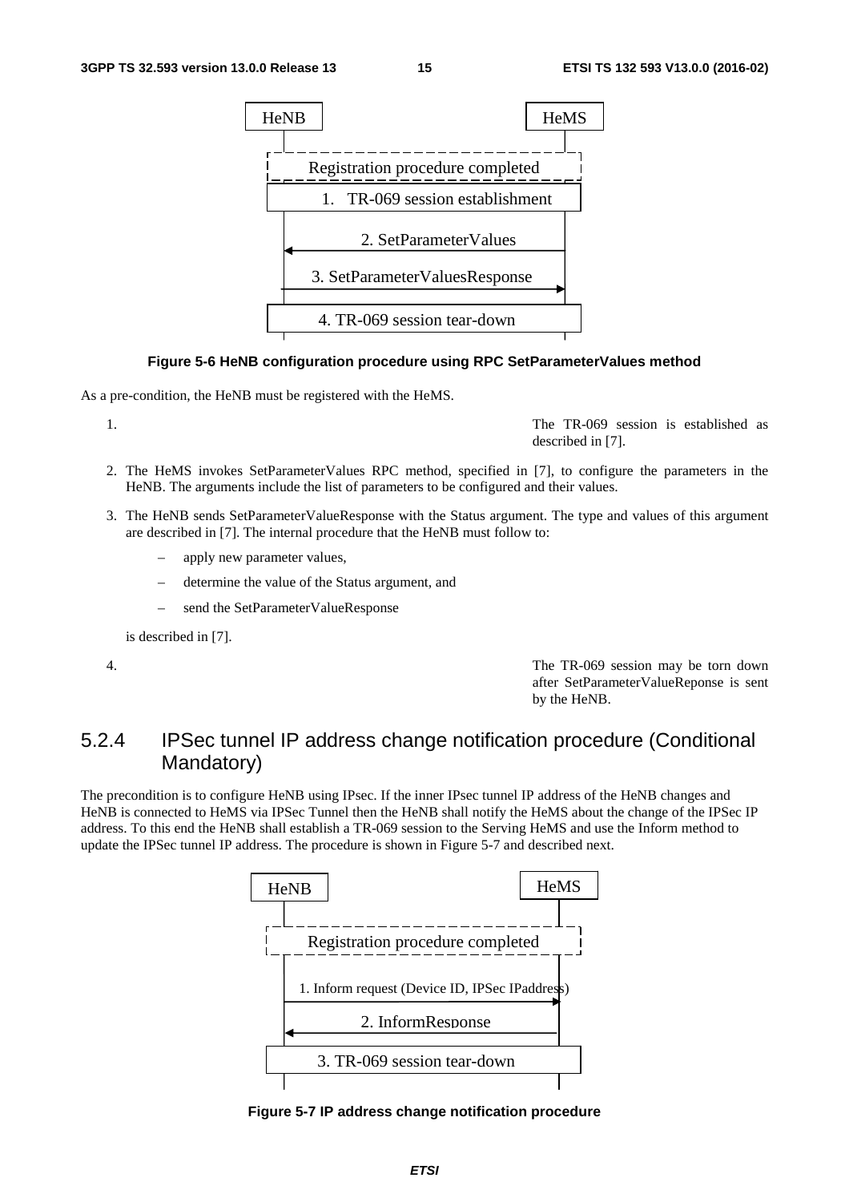Figure 5-6 HeNB configuration procedure using RPC SetParameterValues method

As a pre-condition, the HeNB must be registered with the HeMS.

1. The TR-069 session is established as described in [7].

2. The HeMS invokes SetParameterValues RPC method, specified in [7], to configure the parameters in the HeNB. The arguments include the list of parameters to be configured and their values.

3. The HeNB sends SetParameterValueResponse with the Status argument. The type and values of this argument are described in [7]. The internal procedure that the HeNB must follow to:

   - apply new parameter values,
   - determine the value of the Status argument, and
   - send the SetParameterValueResponse

   is described in [7].

4. The TR-069 session may be torn down after SetParameterValueReponse is sent by the HeNB.

### 5.2.4 IPSec tunnel IP address change notification procedure (Conditional Mandatory)

The precondition is to configure HeNB using IPsec. If the inner IPsec tunnel IP address of the HeNB changes and HeNB is connected to HeMS via IPSec Tunnel then the HeNB shall notify the HeMS about the change of the IPSec IP address. To this end the HeNB shall establish a TR-069 session to the Serving HeMS and use the Inform method to update the IPSec tunnel IP address. The procedure is shown in Figure 5-7 and described next.

Figure 5-7 IP address change notification procedure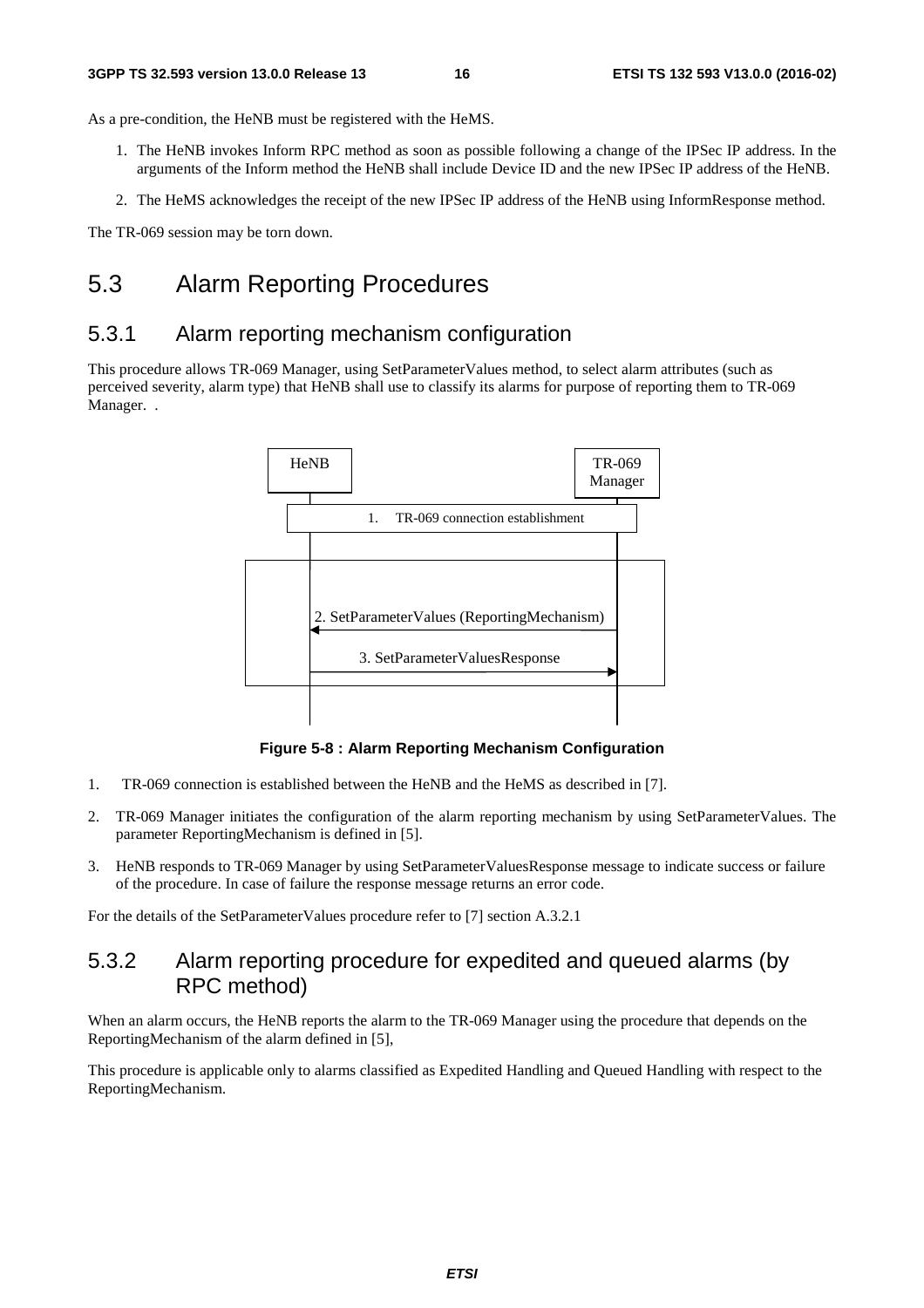As a pre-condition, the HeNB must be registered with the HeMS.

1. The HeNB invokes Inform RPC method as soon as possible following a change of the IPSec IP address. In the arguments of the Inform method the HeNB shall include Device ID and the new IPSec IP address of the HeNB.
2. The HeMS acknowledges the receipt of the new IPSec IP address of the HeNB using InformResponse method.

The TR-069 session may be torn down.

# 5.3 Alarm Reporting Procedures

## 5.3.1 Alarm reporting mechanism configuration

This procedure allows TR-069 Manager, using SetParameterValues method, to select alarm attributes (such as perceived severity, alarm type) that HeNB shall use to classify its alarms for purpose of reporting them to TR-069 Manager. .

HeNB | TR-069 Manager

1. TR-069 connection establishment

2. SetParameterValues (ReportingMechanism)

3. SetParameterValuesResponse

**Figure 5-8 : Alarm Reporting Mechanism Configuration**

1. TR-069 connection is established between the HeNB and the HeMS as described in [7].
2. TR-069 Manager initiates the configuration of the alarm reporting mechanism by using SetParameterValues. The parameter ReportingMechanism is defined in [5].
3. HeNB responds to TR-069 Manager by using SetParameterValuesResponse message to indicate success or failure of the procedure. In case of failure the response message returns an error code.

For the details of the SetParameterValues procedure refer to [7] section A.3.2.1

## 5.3.2 Alarm reporting procedure for expedited and queued alarms (by RPC method)

When an alarm occurs, the HeNB reports the alarm to the TR-069 Manager using the procedure that depends on the ReportingMechanism of the alarm defined in [5],

This procedure is applicable only to alarms classified as Expedited Handling and Queued Handling with respect to the ReportingMechanism.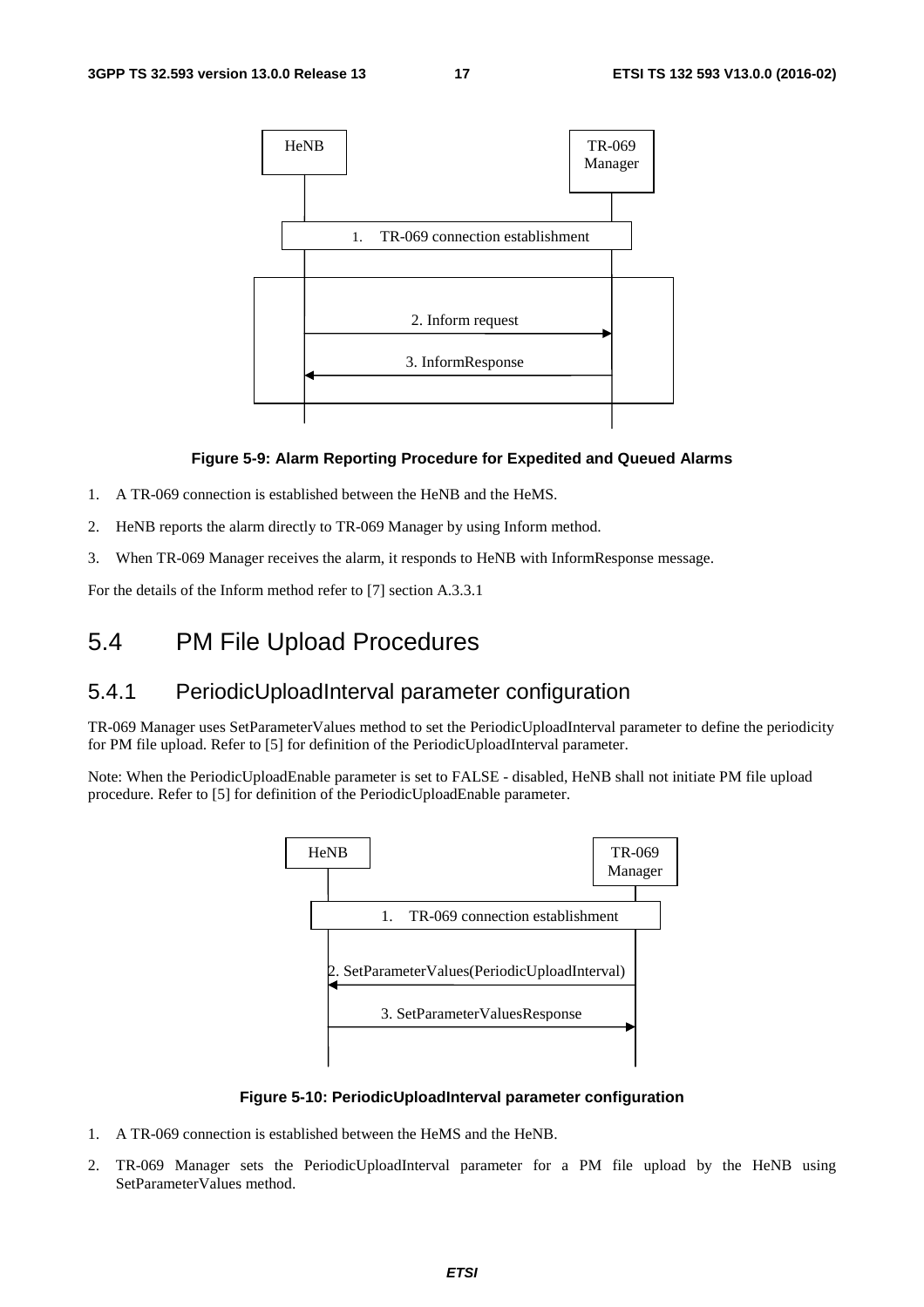Figure 5-9: Alarm Reporting Procedure for Expedited and Queued Alarms

1. A TR-069 connection is established between the HeNB and the HeMS.
2. HeNB reports the alarm directly to TR-069 Manager by using Inform method.
3. When TR-069 Manager receives the alarm, it responds to HeNB with InformResponse message.

For the details of the Inform method refer to [7] section A.3.3.1

# 5.4 PM File Upload Procedures

## 5.4.1 PeriodicUploadInterval parameter configuration

TR-069 Manager uses SetParameterValues method to set the PeriodicUploadInterval parameter to define the periodicity for PM file upload. Refer to [5] for definition of the PeriodicUploadInterval parameter.

Note: When the PeriodicUploadEnable parameter is set to FALSE - disabled, HeNB shall not initiate PM file upload procedure. Refer to [5] for definition of the PeriodicUploadEnable parameter.

Figure 5-10: PeriodicUploadInterval parameter configuration

1. A TR-069 connection is established between the HeMS and the HeNB.
2. TR-069 Manager sets the PeriodicUploadInterval parameter for a PM file upload by the HeNB using SetParameterValues method.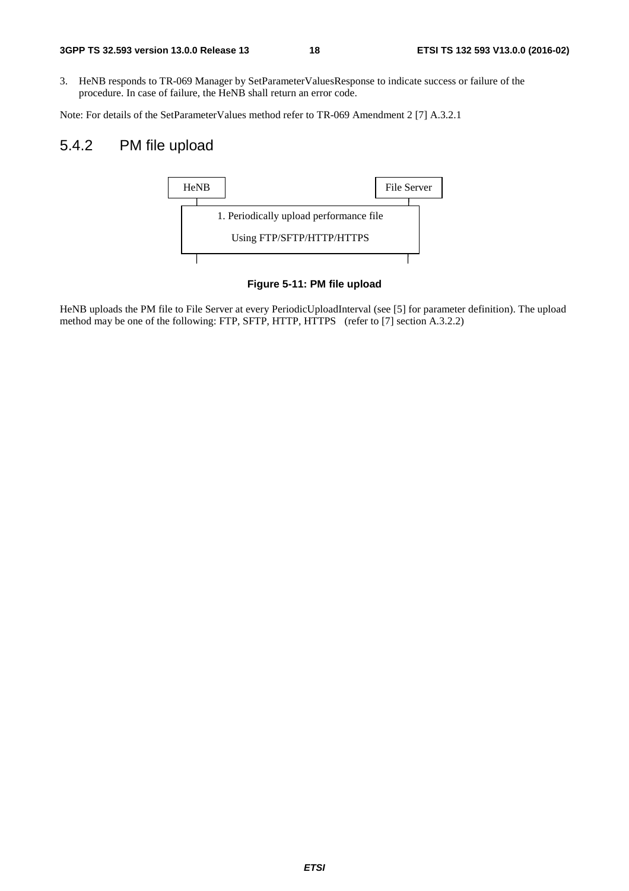3. HeNB responds to TR-069 Manager by SetParameterValuesResponse to indicate success or failure of the procedure. In case of failure, the HeNB shall return an error code.

Note: For details of the SetParameterValues method refer to TR-069 Amendment 2 [7] A.3.2.1

## 5.4.2 PM file upload

HeNB | File Server

1. Periodically upload performance file

Using FTP/SFTP/HTTP/HTTPS

**Figure 5-11: PM file upload**

HeNB uploads the PM file to File Server at every PeriodicUploadInterval (see [5] for parameter definition). The upload method may be one of the following: FTP, SFTP, HTTP, HTTPS (refer to [7] section A.3.2.2)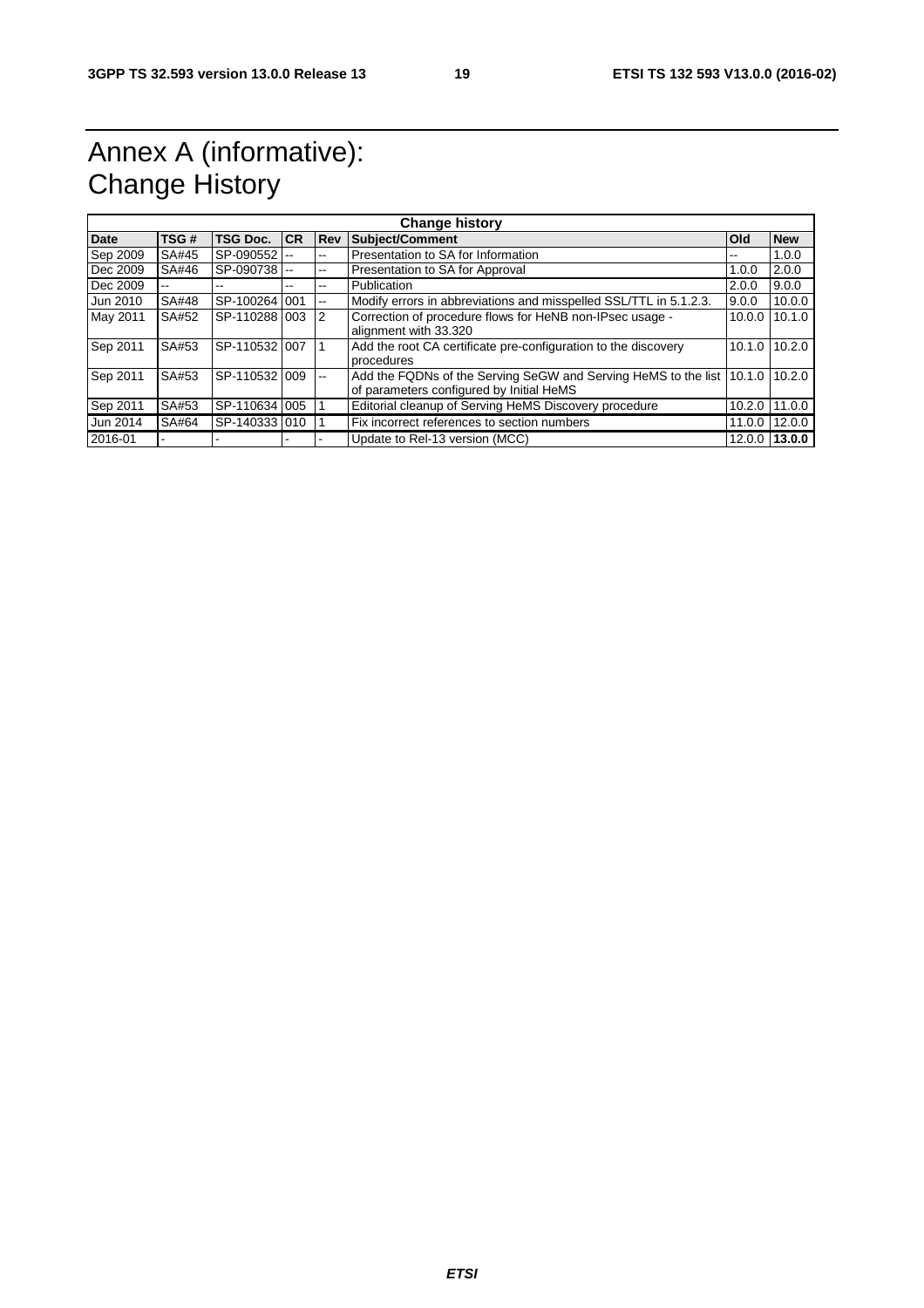# Annex A (informative): Change History

| Change history | | | | | | | |
|---|---|---|---|---|---|---|---|
| **Date** | **TSG #** | **TSG Doc.** | **CR** | **Rev** | **Subject/Comment** | **Old** | **New** |
| Sep 2009 | SA#45 | SP-090552 | -- | -- | Presentation to SA for Information | -- | 1.0.0 |
| Dec 2009 | SA#46 | SP-090738 | -- | -- | Presentation to SA for Approval | 1.0.0 | 2.0.0 |
| Dec 2009 | -- | -- | -- | -- | Publication | 2.0.0 | 9.0.0 |
| Jun 2010 | SA#48 | SP-100264 | 001 | -- | Modify errors in abbreviations and misspelled SSL/TTL in 5.1.2.3. | 9.0.0 | 10.0.0 |
| May 2011 | SA#52 | SP-110288 | 003 | 2 | Correction of procedure flows for HeNB non-IPsec usage - alignment with 33.320 | 10.0.0 | 10.1.0 |
| Sep 2011 | SA#53 | SP-110532 | 007 | 1 | Add the root CA certificate pre-configuration to the discovery procedures | 10.1.0 | 10.2.0 |
| Sep 2011 | SA#53 | SP-110532 | 009 | -- | Add the FQDNs of the Serving SeGW and Serving HeMS to the list of parameters configured by Initial HeMS | 10.1.0 | 10.2.0 |
| Sep 2011 | SA#53 | SP-110634 | 005 | 1 | Editorial cleanup of Serving HeMS Discovery procedure | 10.2.0 | 11.0.0 |
| Jun 2014 | SA#64 | SP-140333 | 010 | 1 | Fix incorrect references to section numbers | 11.0.0 | 12.0.0 |
| 2016-01 | - | - | - | - | Update to Rel-13 version (MCC) | 12.0.0 | **13.0.0** |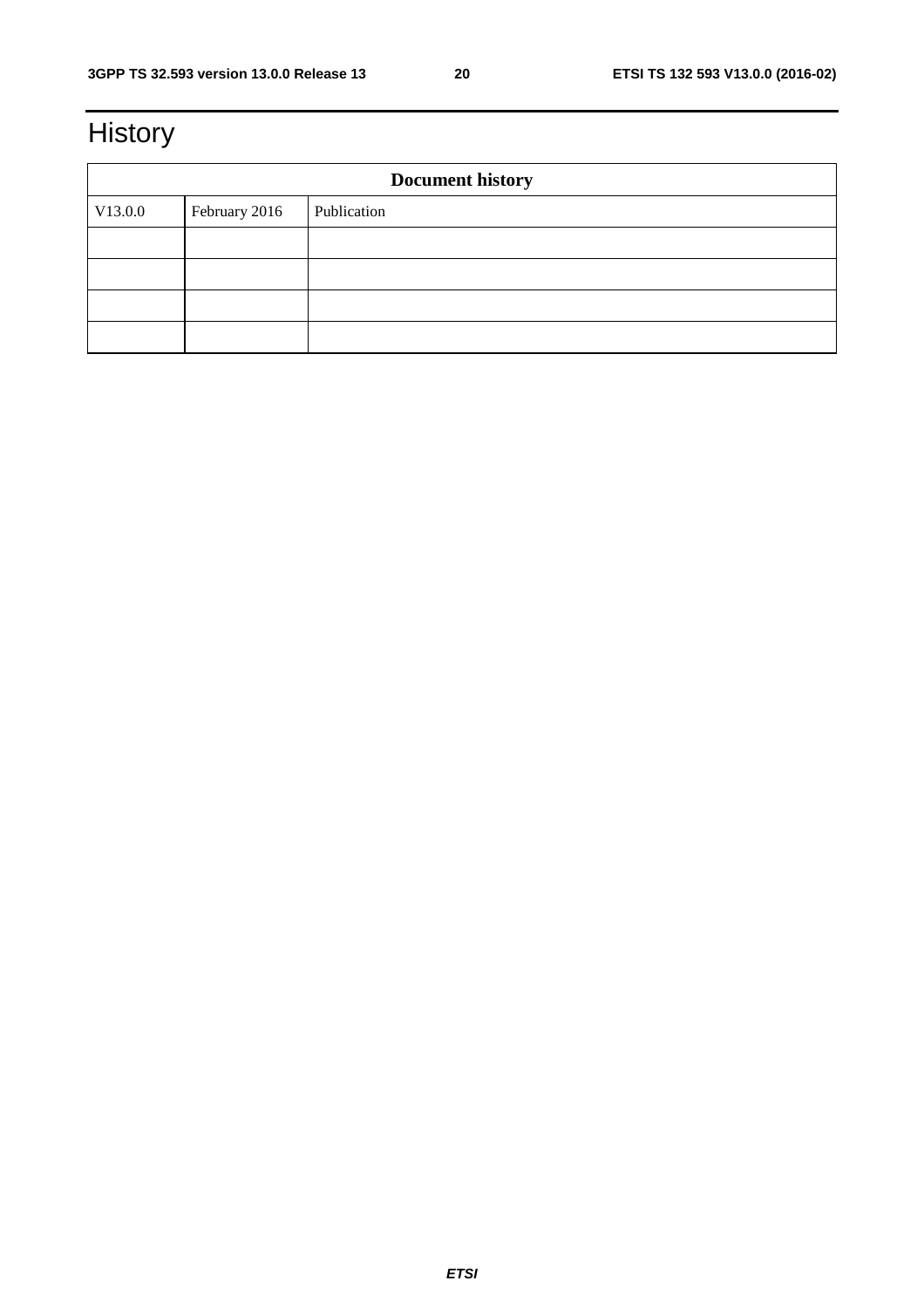# History

| Document history | | |
|---|---|---|
| V13.0.0 | February 2016 | Publication |
| | | |
| | | |
| | | |
| | | |